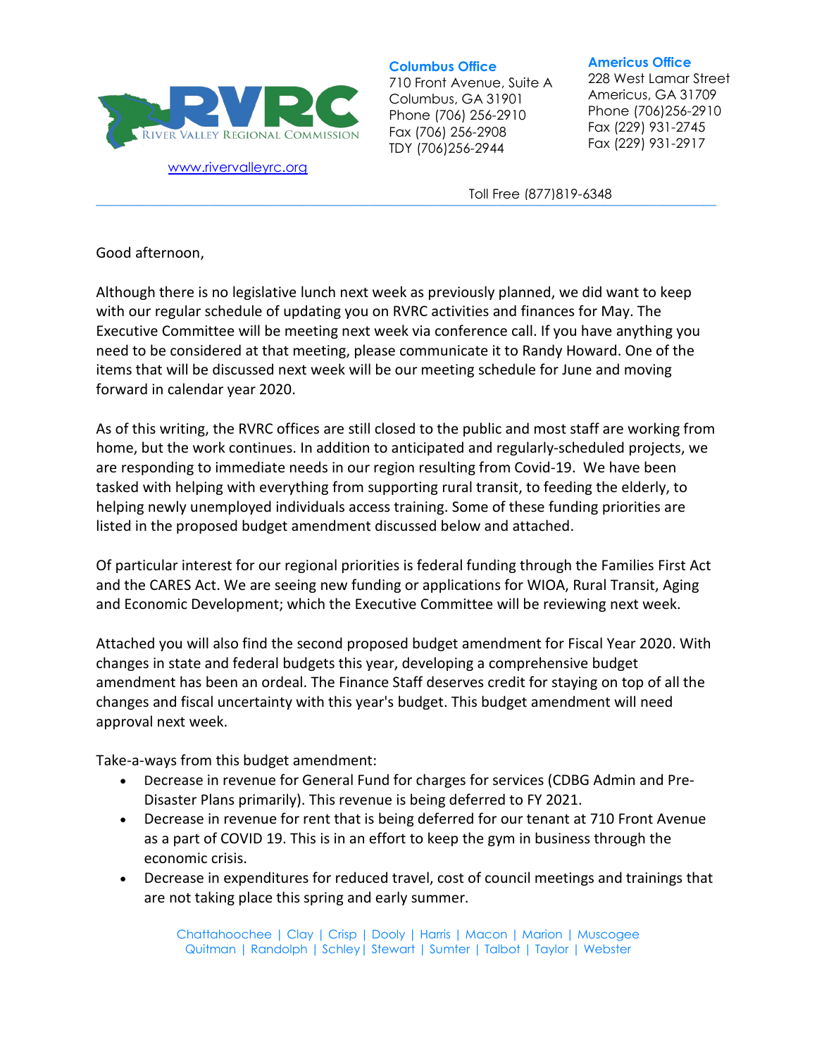River Valley Regional Commission

www.rivervalleyrc.org

**Columbus Office**
710 Front Avenue, Suite A
Columbus, GA 31901
Phone (706) 256-2910
Fax (706) 256-2908
TDY (706)256-2944

**Americus Office**
228 West Lamar Street
Americus, GA 31709
Phone (706)256-2910
Fax (229) 931-2745
Fax (229) 931-2917

Toll Free (877)819-6348

Good afternoon,

Although there is no legislative lunch next week as previously planned, we did want to keep with our regular schedule of updating you on RVRC activities and finances for May. The Executive Committee will be meeting next week via conference call. If you have anything you need to be considered at that meeting, please communicate it to Randy Howard. One of the items that will be discussed next week will be our meeting schedule for June and moving forward in calendar year 2020.

As of this writing, the RVRC offices are still closed to the public and most staff are working from home, but the work continues. In addition to anticipated and regularly-scheduled projects, we are responding to immediate needs in our region resulting from Covid-19. We have been tasked with helping with everything from supporting rural transit, to feeding the elderly, to helping newly unemployed individuals access training. Some of these funding priorities are listed in the proposed budget amendment discussed below and attached.

Of particular interest for our regional priorities is federal funding through the Families First Act and the CARES Act. We are seeing new funding or applications for WIOA, Rural Transit, Aging and Economic Development; which the Executive Committee will be reviewing next week.

Attached you will also find the second proposed budget amendment for Fiscal Year 2020. With changes in state and federal budgets this year, developing a comprehensive budget amendment has been an ordeal. The Finance Staff deserves credit for staying on top of all the changes and fiscal uncertainty with this year's budget. This budget amendment will need approval next week.

Take-a-ways from this budget amendment:

- Decrease in revenue for General Fund for charges for services (CDBG Admin and Pre-Disaster Plans primarily). This revenue is being deferred to FY 2021.
- Decrease in revenue for rent that is being deferred for our tenant at 710 Front Avenue as a part of COVID 19. This is in an effort to keep the gym in business through the economic crisis.
- Decrease in expenditures for reduced travel, cost of council meetings and trainings that are not taking place this spring and early summer.

Chattahoochee | Clay | Crisp | Dooly | Harris | Macon | Marion | Muscogee
Quitman | Randolph | Schley | Stewart | Sumter | Talbot | Taylor | Webster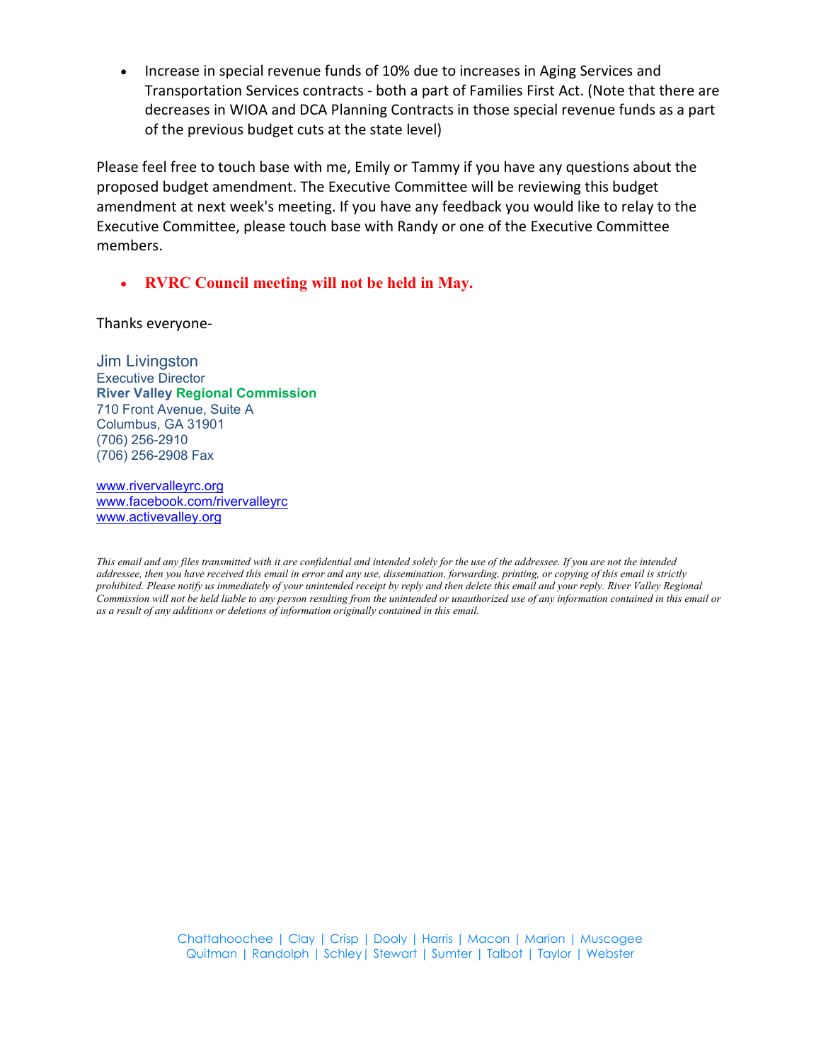- Increase in special revenue funds of 10% due to increases in Aging Services and Transportation Services contracts - both a part of Families First Act. (Note that there are decreases in WIOA and DCA Planning Contracts in those special revenue funds as a part of the previous budget cuts at the state level)

Please feel free to touch base with me, Emily or Tammy if you have any questions about the proposed budget amendment. The Executive Committee will be reviewing this budget amendment at next week's meeting. If you have any feedback you would like to relay to the Executive Committee, please touch base with Randy or one of the Executive Committee members.

- **RVRC Council meeting will not be held in May.**

Thanks everyone-

Jim Livingston
Executive Director
**River Valley Regional Commission**
710 Front Avenue, Suite A
Columbus, GA 31901
(706) 256-2910
(706) 256-2908 Fax

www.rivervalleyrc.org
www.facebook.com/rivervalleyrc
www.activevalley.org

*This email and any files transmitted with it are confidential and intended solely for the use of the addressee. If you are not the intended addressee, then you have received this email in error and any use, dissemination, forwarding, printing, or copying of this email is strictly prohibited. Please notify us immediately of your unintended receipt by reply and then delete this email and your reply. River Valley Regional Commission will not be held liable to any person resulting from the unintended or unauthorized use of any information contained in this email or as a result of any additions or deletions of information originally contained in this email.*

Chattahoochee | Clay | Crisp | Dooly | Harris | Macon | Marion | Muscogee
Quitman | Randolph | Schley | Stewart | Sumter | Talbot | Taylor | Webster